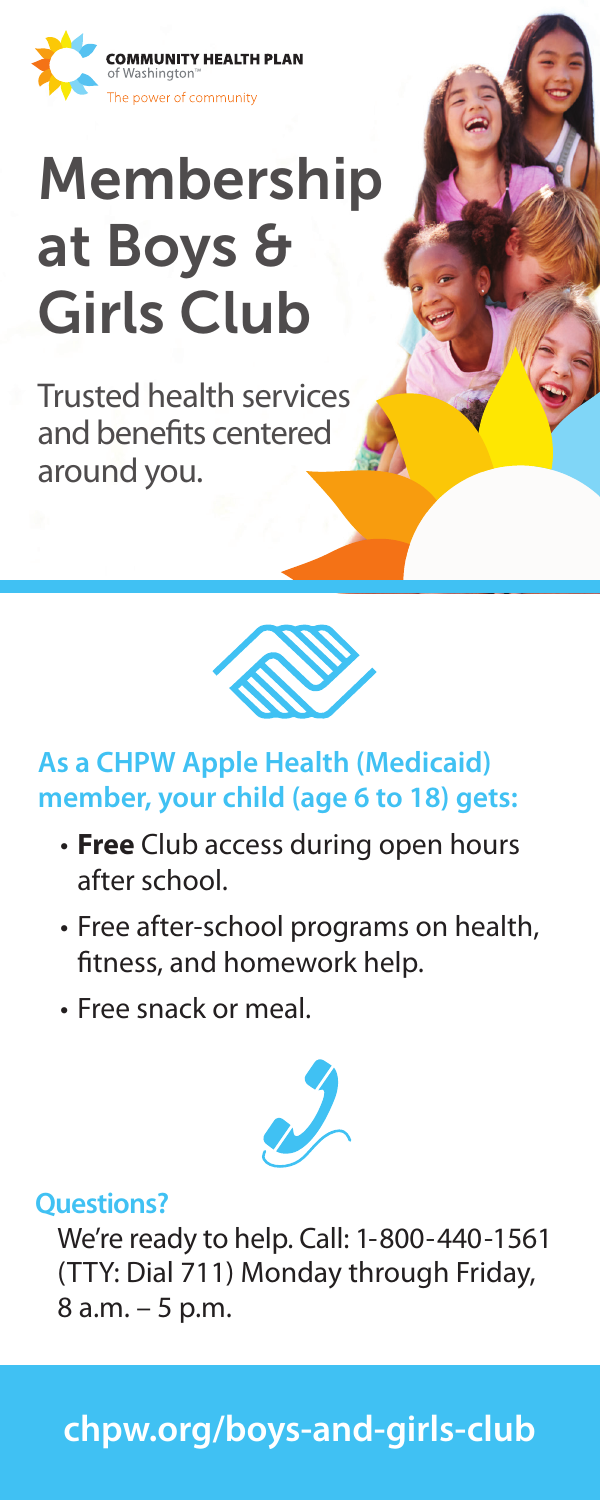COMMUNITY HEALTH PLAN of Washington™
The power of community

# Membership at Boys & Girls Club

Trusted health services and benefits centered around you.

## As a CHPW Apple Health (Medicaid) member, your child (age 6 to 18) gets:

- **Free** Club access during open hours after school.
- Free after-school programs on health, fitness, and homework help.
- Free snack or meal.

## Questions?

We're ready to help. Call: 1-800-440-1561 (TTY: Dial 711) Monday through Friday, 8 a.m. – 5 p.m.

**chpw.org/boys-and-girls-club**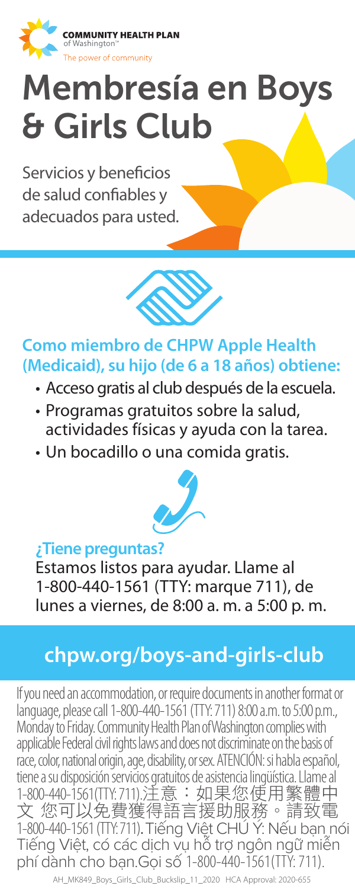COMMUNITY HEALTH PLAN of Washington™

The power of community

# Membresía en Boys & Girls Club

Servicios y beneficios de salud confiables y adecuados para usted.

## Como miembro de CHPW Apple Health (Medicaid), su hijo (de 6 a 18 años) obtiene:

- Acceso gratis al club después de la escuela.
- Programas gratuitos sobre la salud, actividades físicas y ayuda con la tarea.
- Un bocadillo o una comida gratis.

### ¿Tiene preguntas?

Estamos listos para ayudar. Llame al 1-800-440-1561 (TTY: marque 711), de lunes a viernes, de 8:00 a. m. a 5:00 p. m.

## chpw.org/boys-and-girls-club

If you need an accommodation, or require documents in another format or language, please call 1-800-440-1561 (TTY: 711) 8:00 a.m. to 5:00 p.m., Monday to Friday. Community Health Plan of Washington complies with applicable Federal civil rights laws and does not discriminate on the basis of race, color, national origin, age, disability, or sex. ATENCIÓN: si habla español, tiene a su disposición servicios gratuitos de asistencia lingüística. Llame al 1-800-440-1561(TTY: 711).注意：如果您使用繁體中文 您可以免費獲得語言援助服務。請致電 1-800-440-1561 (TTY: 711). Tiếng Việt CHÚ Ý: Nếu bạn nói Tiếng Việt, có các dịch vụ hỗ trợ ngôn ngữ miễn phí dành cho bạn.Gọi số 1-800-440-1561(TTY: 711).

AH_MK849_Boys_Girls_Club_Buckslip_11_2020 HCA Approval: 2020-655